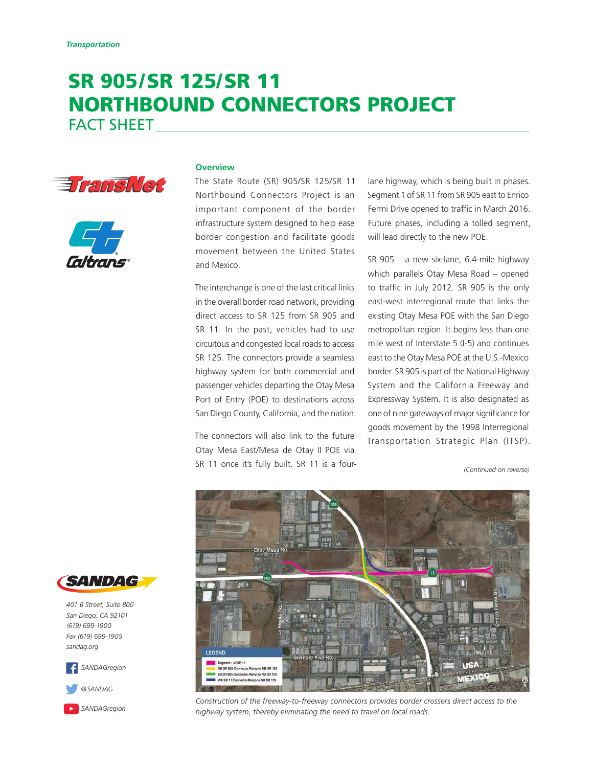*Transportation*

# SR 905/SR 125/SR 11 NORTHBOUND CONNECTORS PROJECT

## FACT SHEET

### Overview

The State Route (SR) 905/SR 125/SR 11 Northbound Connectors Project is an important component of the border infrastructure system designed to help ease border congestion and facilitate goods movement between the United States and Mexico.

The interchange is one of the last critical links in the overall border road network, providing direct access to SR 125 from SR 905 and SR 11. In the past, vehicles had to use circuitous and congested local roads to access SR 125. The connectors provide a seamless highway system for both commercial and passenger vehicles departing the Otay Mesa Port of Entry (POE) to destinations across San Diego County, California, and the nation.

The connectors will also link to the future Otay Mesa East/Mesa de Otay II POE via SR 11 once it's fully built. SR 11 is a four-lane highway, which is being built in phases. Segment 1 of SR 11 from SR 905 east to Enrico Fermi Drive opened to traffic in March 2016. Future phases, including a tolled segment, will lead directly to the new POE.

SR 905 – a new six-lane, 6.4-mile highway which parallels Otay Mesa Road – opened to traffic in July 2012. SR 905 is the only east-west interregional route that links the existing Otay Mesa POE with the San Diego metropolitan region. It begins less than one mile west of Interstate 5 (I-5) and continues east to the Otay Mesa POE at the U.S.-Mexico border. SR 905 is part of the National Highway System and the California Freeway and Expressway System. It is also designated as one of nine gateways of major significance for goods movement by the 1998 Interregional Transportation Strategic Plan (ITSP).

*(Continued on reverse)*

LEGEND
- Segment 1 of SR 11
- NB SR 905 Connector Ramp to NB SR 125
- EB SR 905 Connector Ramp to NB SR 125
- WB SR 11 Connector Ramp to NB SR 125

*Construction of the freeway-to-freeway connectors provides border crossers direct access to the highway system, thereby eliminating the need to travel on local roads.*

*401 B Street, Suite 800*
*San Diego, CA 92101*
*(619) 699-1900*
*Fax (619) 699-1905*
*sandag.org*

*SANDAGregion*
*@SANDAG*
*SANDAGregion*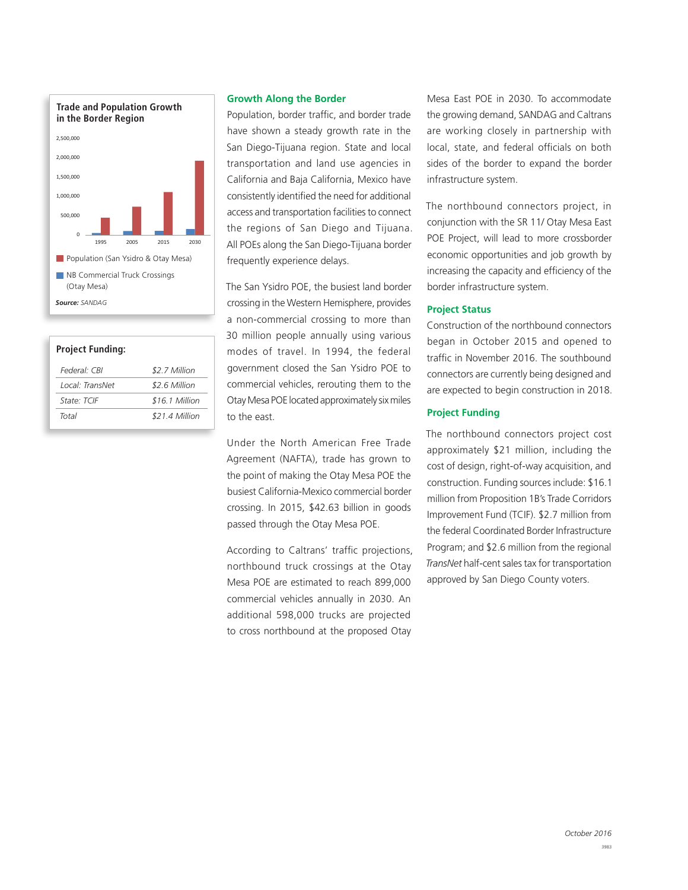**Trade and Population Growth in the Border Region**

2,500,000
2,000,000
1,500,000
1,000,000
500,000
0
1995
2005
2015
2030

Population (San Ysidro & Otay Mesa)

NB Commercial Truck Crossings (Otay Mesa)

***Source:*** *SANDAG*

**Project Funding:**

| | |
|---|---|
| *Federal: CBI* | *$2.7 Million* |
| *Local: TransNet* | *$2.6 Million* |
| *State: TCIF* | *$16.1 Million* |
| *Total* | *$21.4 Million* |

## Growth Along the Border

Population, border traffic, and border trade have shown a steady growth rate in the San Diego-Tijuana region. State and local transportation and land use agencies in California and Baja California, Mexico have consistently identified the need for additional access and transportation facilities to connect the regions of San Diego and Tijuana. All POEs along the San Diego-Tijuana border frequently experience delays.

The San Ysidro POE, the busiest land border crossing in the Western Hemisphere, provides a non-commercial crossing to more than 30 million people annually using various modes of travel. In 1994, the federal government closed the San Ysidro POE to commercial vehicles, rerouting them to the Otay Mesa POE located approximately six miles to the east.

Under the North American Free Trade Agreement (NAFTA), trade has grown to the point of making the Otay Mesa POE the busiest California-Mexico commercial border crossing. In 2015, $42.63 billion in goods passed through the Otay Mesa POE.

According to Caltrans' traffic projections, northbound truck crossings at the Otay Mesa POE are estimated to reach 899,000 commercial vehicles annually in 2030. An additional 598,000 trucks are projected to cross northbound at the proposed Otay Mesa East POE in 2030. To accommodate the growing demand, SANDAG and Caltrans are working closely in partnership with local, state, and federal officials on both sides of the border to expand the border infrastructure system.

The northbound connectors project, in conjunction with the SR 11/ Otay Mesa East POE Project, will lead to more crossborder economic opportunities and job growth by increasing the capacity and efficiency of the border infrastructure system.

## Project Status

Construction of the northbound connectors began in October 2015 and opened to traffic in November 2016. The southbound connectors are currently being designed and are expected to begin construction in 2018.

## Project Funding

The northbound connectors project cost approximately $21 million, including the cost of design, right-of-way acquisition, and construction. Funding sources include: $16.1 million from Proposition 1B's Trade Corridors Improvement Fund (TCIF). $2.7 million from the federal Coordinated Border Infrastructure Program; and $2.6 million from the regional *TransNet* half-cent sales tax for transportation approved by San Diego County voters.

*October 2016*